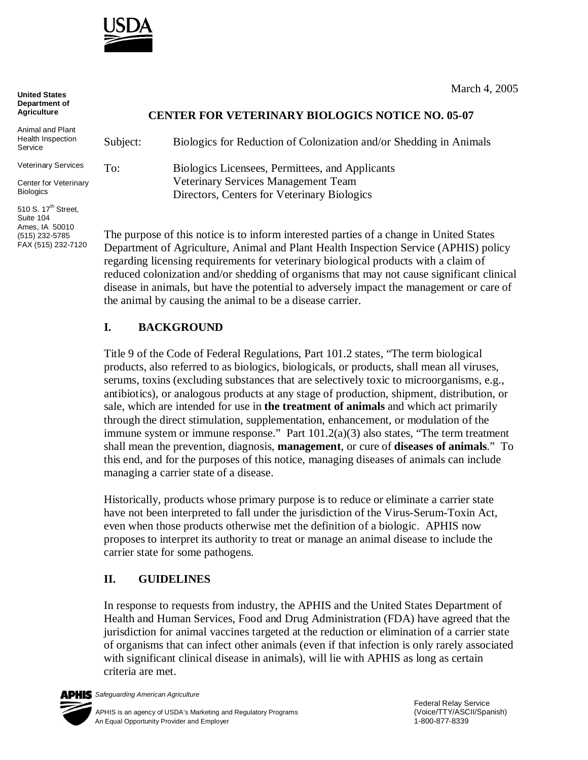USDA

**United States Department of Agriculture**

Animal and Plant Health Inspection Service

Veterinary Services

Center for Veterinary Biologics

510 S. 17th Street, Suite 104
Ames, IA 50010
(515) 232-5785
FAX (515) 232-7120

March 4, 2005

## CENTER FOR VETERINARY BIOLOGICS NOTICE NO. 05-07

Subject: Biologics for Reduction of Colonization and/or Shedding in Animals

To: Biologics Licensees, Permittees, and Applicants
Veterinary Services Management Team
Directors, Centers for Veterinary Biologics

The purpose of this notice is to inform interested parties of a change in United States Department of Agriculture, Animal and Plant Health Inspection Service (APHIS) policy regarding licensing requirements for veterinary biological products with a claim of reduced colonization and/or shedding of organisms that may not cause significant clinical disease in animals, but have the potential to adversely impact the management or care of the animal by causing the animal to be a disease carrier.

## I. BACKGROUND

Title 9 of the Code of Federal Regulations, Part 101.2 states, "The term biological products, also referred to as biologics, biologicals, or products, shall mean all viruses, serums, toxins (excluding substances that are selectively toxic to microorganisms, e.g., antibiotics), or analogous products at any stage of production, shipment, distribution, or sale, which are intended for use in **the treatment of animals** and which act primarily through the direct stimulation, supplementation, enhancement, or modulation of the immune system or immune response." Part 101.2(a)(3) also states, "The term treatment shall mean the prevention, diagnosis, **management**, or cure of **diseases of animals**." To this end, and for the purposes of this notice, managing diseases of animals can include managing a carrier state of a disease.

Historically, products whose primary purpose is to reduce or eliminate a carrier state have not been interpreted to fall under the jurisdiction of the Virus-Serum-Toxin Act, even when those products otherwise met the definition of a biologic. APHIS now proposes to interpret its authority to treat or manage an animal disease to include the carrier state for some pathogens.

## II. GUIDELINES

In response to requests from industry, the APHIS and the United States Department of Health and Human Services, Food and Drug Administration (FDA) have agreed that the jurisdiction for animal vaccines targeted at the reduction or elimination of a carrier state of organisms that can infect other animals (even if that infection is only rarely associated with significant clinical disease in animals), will lie with APHIS as long as certain criteria are met.

APHIS *Safeguarding American Agriculture*

APHIS is an agency of USDA's Marketing and Regulatory Programs
An Equal Opportunity Provider and Employer

Federal Relay Service
(Voice/TTY/ASCII/Spanish)
1-800-877-8339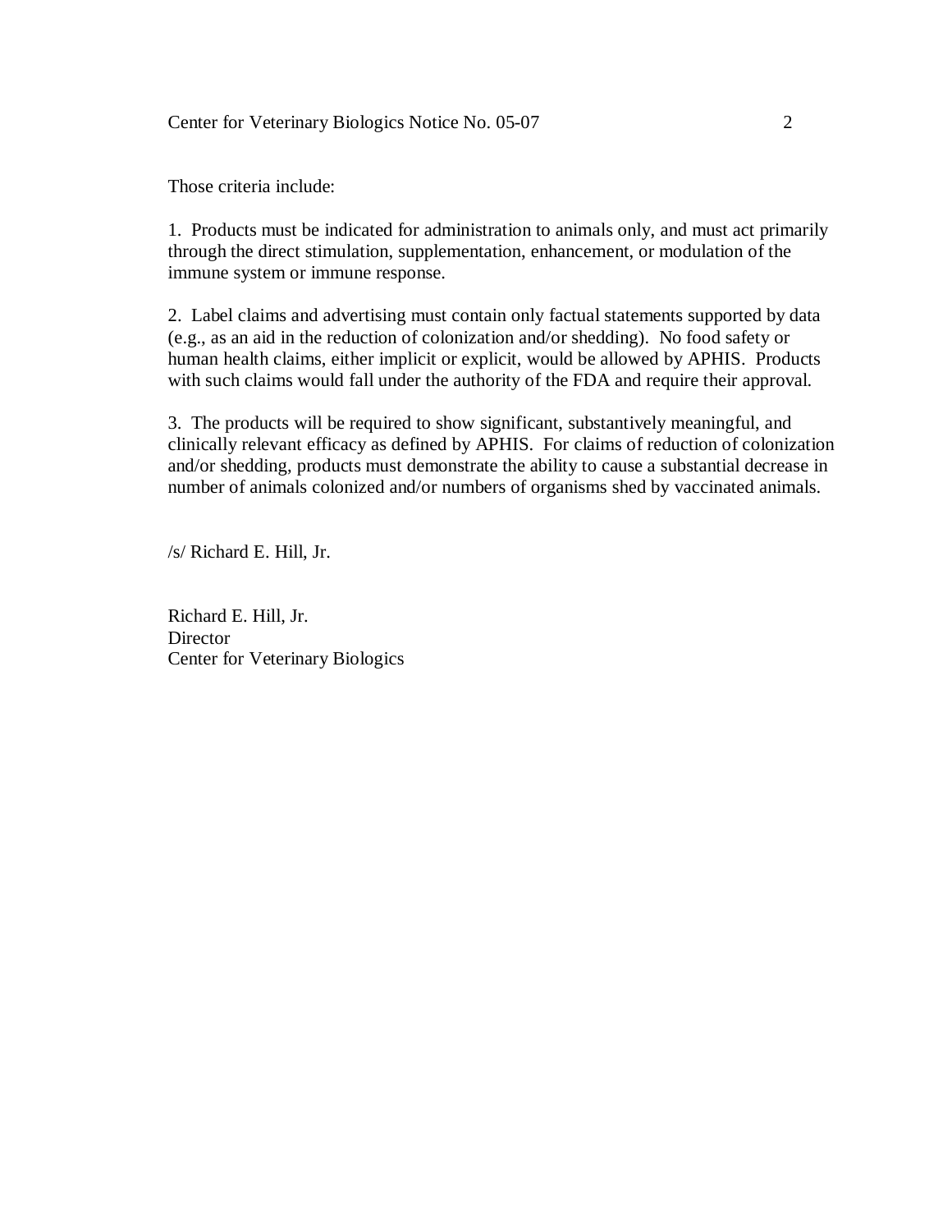Those criteria include:

1. Products must be indicated for administration to animals only, and must act primarily through the direct stimulation, supplementation, enhancement, or modulation of the immune system or immune response.

2. Label claims and advertising must contain only factual statements supported by data (e.g., as an aid in the reduction of colonization and/or shedding). No food safety or human health claims, either implicit or explicit, would be allowed by APHIS. Products with such claims would fall under the authority of the FDA and require their approval.

3. The products will be required to show significant, substantively meaningful, and clinically relevant efficacy as defined by APHIS. For claims of reduction of colonization and/or shedding, products must demonstrate the ability to cause a substantial decrease in number of animals colonized and/or numbers of organisms shed by vaccinated animals.

/s/ Richard E. Hill, Jr.

Richard E. Hill, Jr.
Director
Center for Veterinary Biologics